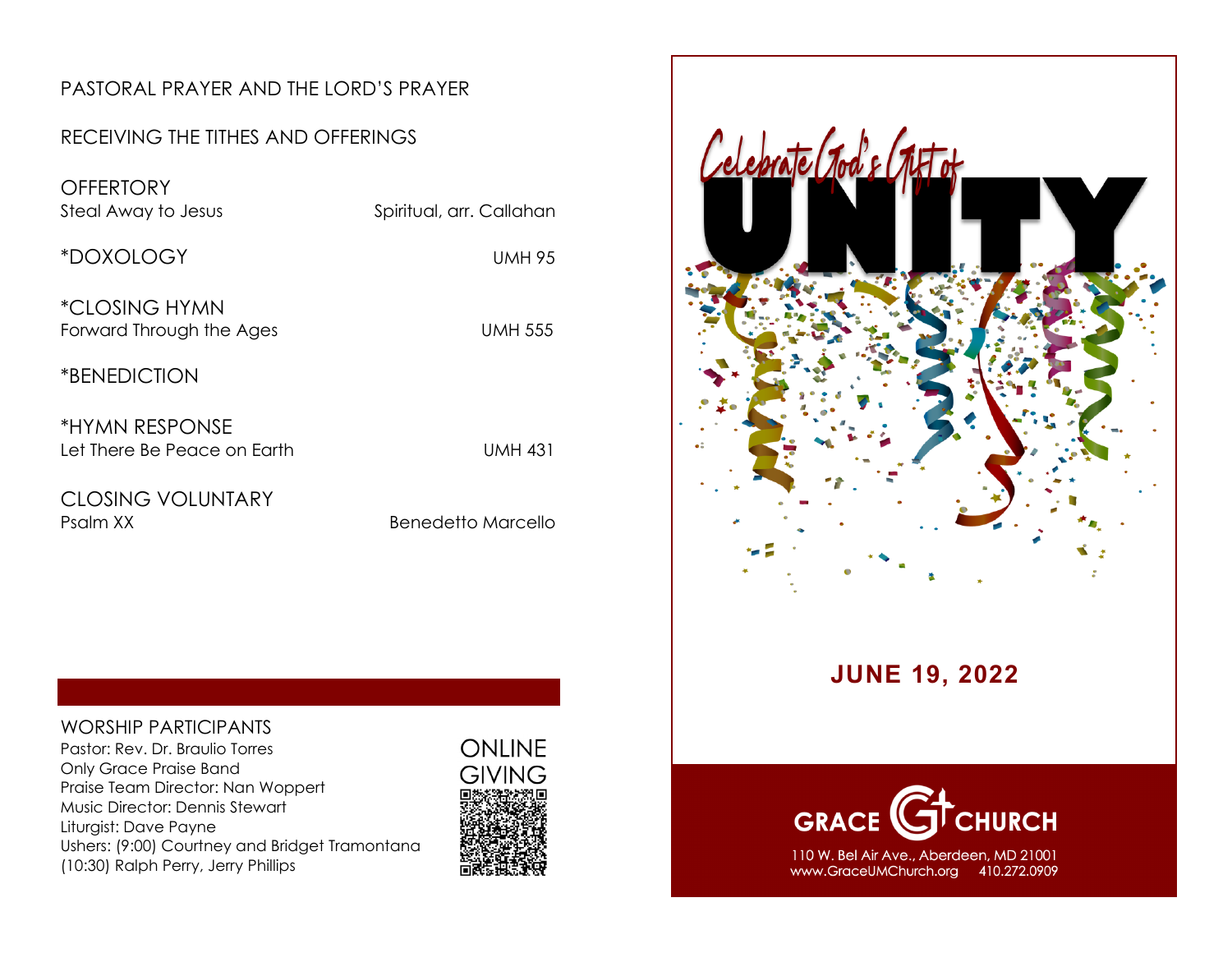PASTORAL PRAYER AND THE LORD'S PRAYER

RECEIVING THE TITHES AND OFFERINGS

OFFERTORY
Steal Away to Jesus — Spiritual, arr. Callahan

*DOXOLOGY — UMH 95

*CLOSING HYMN
Forward Through the Ages — UMH 555

*BENEDICTION

*HYMN RESPONSE
Let There Be Peace on Earth — UMH 431

CLOSING VOLUNTARY
Psalm XX — Benedetto Marcello

WORSHIP PARTICIPANTS
Pastor: Rev. Dr. Braulio Torres
Only Grace Praise Band
Praise Team Director: Nan Woppert
Music Director: Dennis Stewart
Liturgist: Dave Payne
Ushers: (9:00) Courtney and Bridget Tramontana
(10:30) Ralph Perry, Jerry Phillips

ONLINE GIVING

# Celebrate God's Gift of UNITY

**JUNE 19, 2022**

GRACE CHURCH
110 W. Bel Air Ave., Aberdeen, MD 21001
www.GraceUMChurch.org 410.272.0909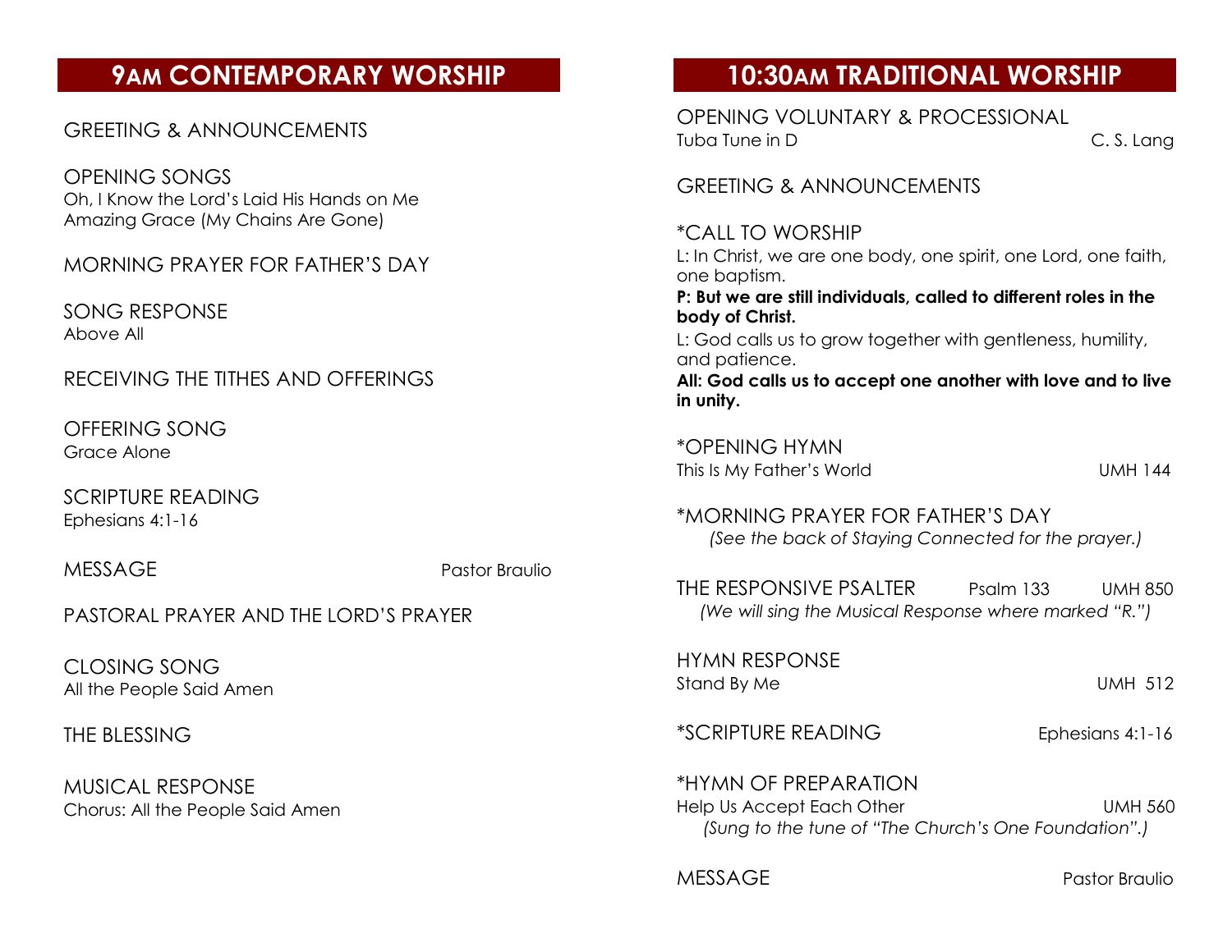## 9AM CONTEMPORARY WORSHIP

GREETING & ANNOUNCEMENTS

OPENING SONGS
Oh, I Know the Lord's Laid His Hands on Me
Amazing Grace (My Chains Are Gone)

MORNING PRAYER FOR FATHER'S DAY

SONG RESPONSE
Above All

RECEIVING THE TITHES AND OFFERINGS

OFFERING SONG
Grace Alone

SCRIPTURE READING
Ephesians 4:1-16

MESSAGE — Pastor Braulio

PASTORAL PRAYER AND THE LORD'S PRAYER

CLOSING SONG
All the People Said Amen

THE BLESSING

MUSICAL RESPONSE
Chorus: All the People Said Amen

## 10:30AM TRADITIONAL WORSHIP

OPENING VOLUNTARY & PROCESSIONAL
Tuba Tune in D — C. S. Lang

GREETING & ANNOUNCEMENTS

*CALL TO WORSHIP
L: In Christ, we are one body, one spirit, one Lord, one faith, one baptism.
**P: But we are still individuals, called to different roles in the body of Christ.**
L: God calls us to grow together with gentleness, humility, and patience.
**All: God calls us to accept one another with love and to live in unity.**

*OPENING HYMN
This Is My Father's World — UMH 144

*MORNING PRAYER FOR FATHER'S DAY
*(See the back of Staying Connected for the prayer.)*

THE RESPONSIVE PSALTER — Psalm 133 — UMH 850
*(We will sing the Musical Response where marked "R.")*

HYMN RESPONSE
Stand By Me — UMH 512

*SCRIPTURE READING — Ephesians 4:1-16

*HYMN OF PREPARATION
Help Us Accept Each Other — UMH 560
*(Sung to the tune of "The Church's One Foundation".)*

MESSAGE — Pastor Braulio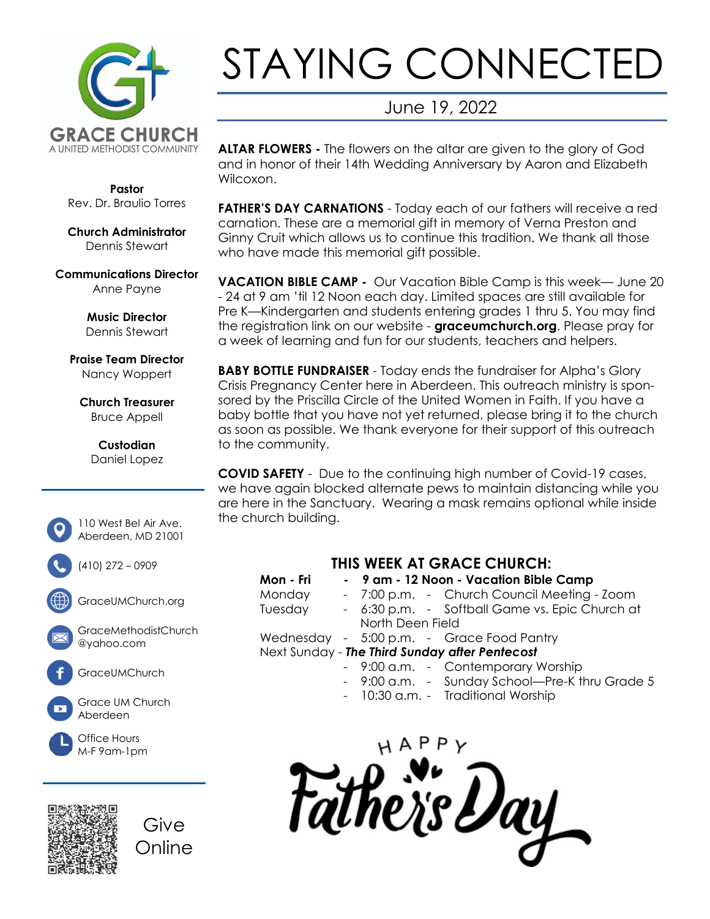# STAYING CONNECTED

June 19, 2022

**GRACE CHURCH**
A UNITED METHODIST COMMUNITY

**Pastor**
Rev. Dr. Braulio Torres

**Church Administrator**
Dennis Stewart

**Communications Director**
Anne Payne

**Music Director**
Dennis Stewart

**Praise Team Director**
Nancy Woppert

**Church Treasurer**
Bruce Appell

**Custodian**
Daniel Lopez

110 West Bel Air Ave.
Aberdeen, MD 21001

(410) 272 – 0909

GraceUMChurch.org

GraceMethodistChurch
@yahoo.com

GraceUMChurch

Grace UM Church
Aberdeen

Office Hours
M-F 9am-1pm

Give Online

**ALTAR FLOWERS -** The flowers on the altar are given to the glory of God and in honor of their 14th Wedding Anniversary by Aaron and Elizabeth Wilcoxon.

**FATHER'S DAY CARNATIONS** - Today each of our fathers will receive a red carnation. These are a memorial gift in memory of Verna Preston and Ginny Cruit which allows us to continue this tradition. We thank all those who have made this memorial gift possible.

**VACATION BIBLE CAMP -** Our Vacation Bible Camp is this week— June 20 - 24 at 9 am 'til 12 Noon each day. Limited spaces are still available for Pre K—Kindergarten and students entering grades 1 thru 5. You may find the registration link on our website - **graceumchurch.org**. Please pray for a week of learning and fun for our students, teachers and helpers.

**BABY BOTTLE FUNDRAISER** - Today ends the fundraiser for Alpha's Glory Crisis Pregnancy Center here in Aberdeen. This outreach ministry is sponsored by the Priscilla Circle of the United Women in Faith. If you have a baby bottle that you have not yet returned, please bring it to the church as soon as possible. We thank everyone for their support of this outreach to the community.

**COVID SAFETY** - Due to the continuing high number of Covid-19 cases, we have again blocked alternate pews to maintain distancing while you are here in the Sanctuary. Wearing a mask remains optional while inside the church building.

## THIS WEEK AT GRACE CHURCH:

**Mon - Fri** - **9 am - 12 Noon - Vacation Bible Camp**
Monday - 7:00 p.m. - Church Council Meeting - Zoom
Tuesday - 6:30 p.m. - Softball Game vs. Epic Church at North Deen Field
Wednesday - 5:00 p.m. - Grace Food Pantry
Next Sunday - ***The Third Sunday after Pentecost***
- 9:00 a.m. - Contemporary Worship
- 9:00 a.m. - Sunday School—Pre-K thru Grade 5
- 10:30 a.m. - Traditional Worship

HAPPY Father's Day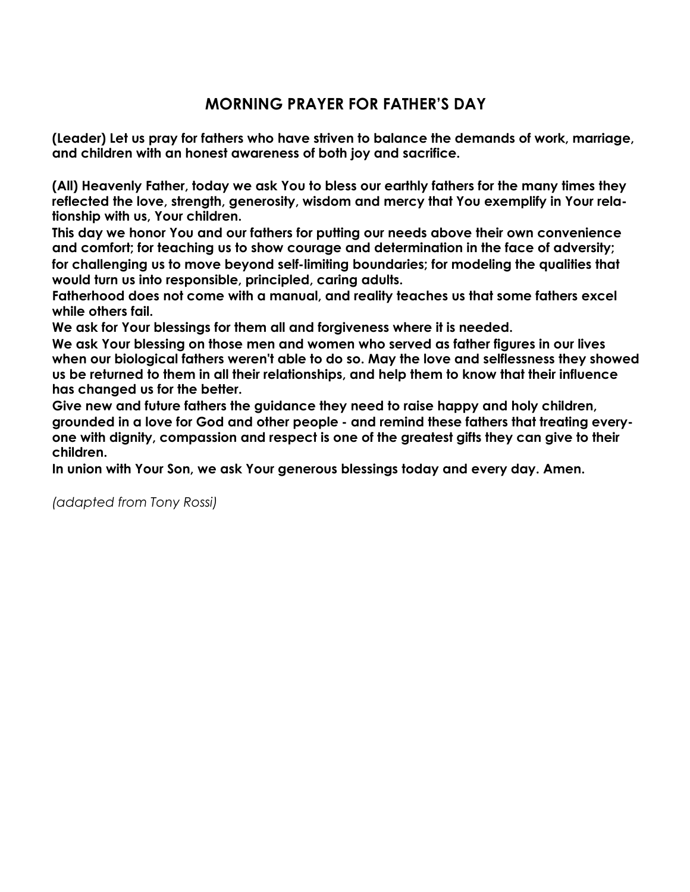## MORNING PRAYER FOR FATHER'S DAY

**(Leader) Let us pray for fathers who have striven to balance the demands of work, marriage, and children with an honest awareness of both joy and sacrifice.**

**(All) Heavenly Father, today we ask You to bless our earthly fathers for the many times they reflected the love, strength, generosity, wisdom and mercy that You exemplify in Your relationship with us, Your children.**

**This day we honor You and our fathers for putting our needs above their own convenience and comfort; for teaching us to show courage and determination in the face of adversity; for challenging us to move beyond self-limiting boundaries; for modeling the qualities that would turn us into responsible, principled, caring adults.**

**Fatherhood does not come with a manual, and reality teaches us that some fathers excel while others fail.**

**We ask for Your blessings for them all and forgiveness where it is needed.**

**We ask Your blessing on those men and women who served as father figures in our lives when our biological fathers weren't able to do so. May the love and selflessness they showed us be returned to them in all their relationships, and help them to know that their influence has changed us for the better.**

**Give new and future fathers the guidance they need to raise happy and holy children, grounded in a love for God and other people - and remind these fathers that treating everyone with dignity, compassion and respect is one of the greatest gifts they can give to their children.**

**In union with Your Son, we ask Your generous blessings today and every day. Amen.**

*(adapted from Tony Rossi)*